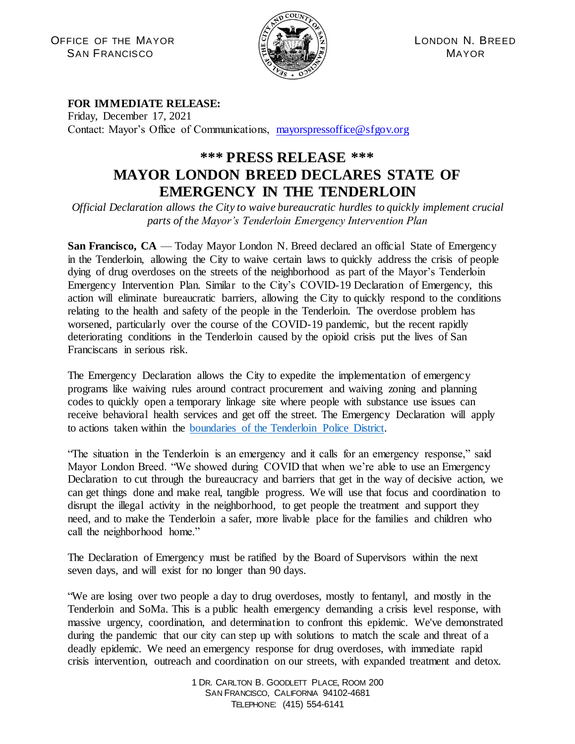OFFICE OF THE MAYOR
SAN FRANCISCO

LONDON N. BREED
MAYOR

**FOR IMMEDIATE RELEASE:**
Friday, December 17, 2021
Contact: Mayor's Office of Communications, mayorspressoffice@sfgov.org

# *** PRESS RELEASE ***
# MAYOR LONDON BREED DECLARES STATE OF EMERGENCY IN THE TENDERLOIN

*Official Declaration allows the City to waive bureaucratic hurdles to quickly implement crucial parts of the Mayor's Tenderloin Emergency Intervention Plan*

**San Francisco, CA** — Today Mayor London N. Breed declared an official State of Emergency in the Tenderloin, allowing the City to waive certain laws to quickly address the crisis of people dying of drug overdoses on the streets of the neighborhood as part of the Mayor's Tenderloin Emergency Intervention Plan. Similar to the City's COVID-19 Declaration of Emergency, this action will eliminate bureaucratic barriers, allowing the City to quickly respond to the conditions relating to the health and safety of the people in the Tenderloin. The overdose problem has worsened, particularly over the course of the COVID-19 pandemic, but the recent rapidly deteriorating conditions in the Tenderloin caused by the opioid crisis put the lives of San Franciscans in serious risk.

The Emergency Declaration allows the City to expedite the implementation of emergency programs like waiving rules around contract procurement and waiving zoning and planning codes to quickly open a temporary linkage site where people with substance use issues can receive behavioral health services and get off the street. The Emergency Declaration will apply to actions taken within the boundaries of the Tenderloin Police District.

"The situation in the Tenderloin is an emergency and it calls for an emergency response," said Mayor London Breed. "We showed during COVID that when we're able to use an Emergency Declaration to cut through the bureaucracy and barriers that get in the way of decisive action, we can get things done and make real, tangible progress. We will use that focus and coordination to disrupt the illegal activity in the neighborhood, to get people the treatment and support they need, and to make the Tenderloin a safer, more livable place for the families and children who call the neighborhood home."

The Declaration of Emergency must be ratified by the Board of Supervisors within the next seven days, and will exist for no longer than 90 days.

"We are losing over two people a day to drug overdoses, mostly to fentanyl, and mostly in the Tenderloin and SoMa. This is a public health emergency demanding a crisis level response, with massive urgency, coordination, and determination to confront this epidemic. We've demonstrated during the pandemic that our city can step up with solutions to match the scale and threat of a deadly epidemic. We need an emergency response for drug overdoses, with immediate rapid crisis intervention, outreach and coordination on our streets, with expanded treatment and detox.

1 DR. CARLTON B. GOODLETT PLACE, ROOM 200
SAN FRANCISCO, CALIFORNIA 94102-4681
TELEPHONE: (415) 554-6141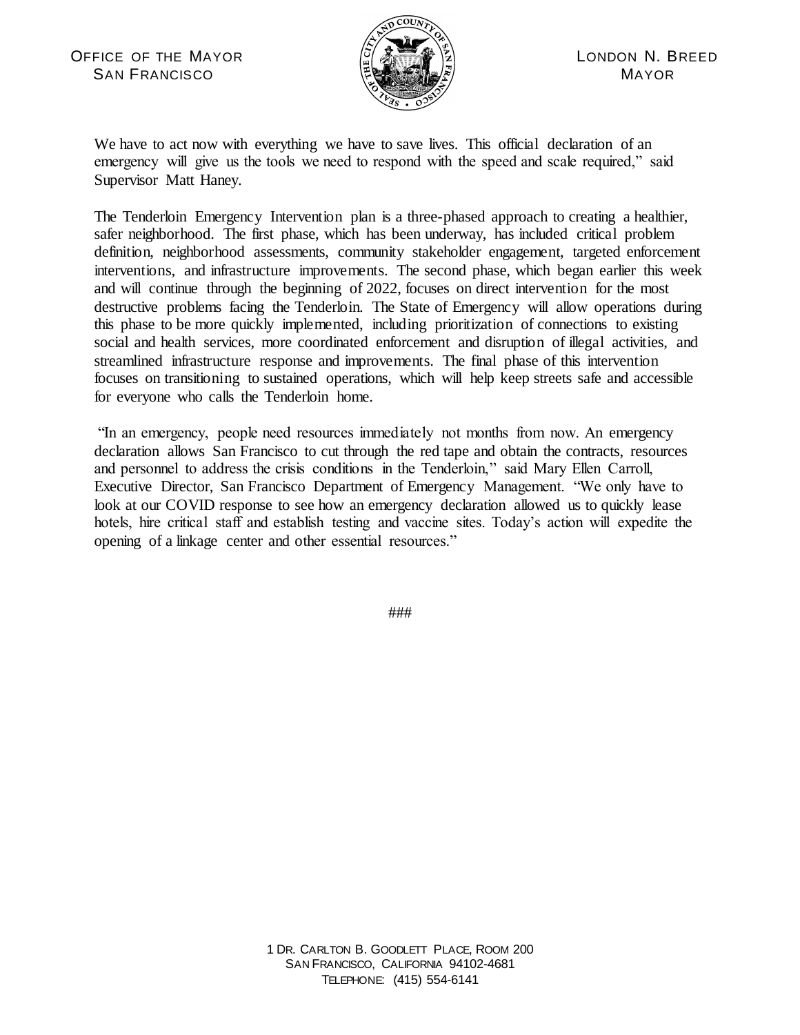We have to act now with everything we have to save lives. This official declaration of an emergency will give us the tools we need to respond with the speed and scale required," said Supervisor Matt Haney.

The Tenderloin Emergency Intervention plan is a three-phased approach to creating a healthier, safer neighborhood. The first phase, which has been underway, has included critical problem definition, neighborhood assessments, community stakeholder engagement, targeted enforcement interventions, and infrastructure improvements. The second phase, which began earlier this week and will continue through the beginning of 2022, focuses on direct intervention for the most destructive problems facing the Tenderloin. The State of Emergency will allow operations during this phase to be more quickly implemented, including prioritization of connections to existing social and health services, more coordinated enforcement and disruption of illegal activities, and streamlined infrastructure response and improvements. The final phase of this intervention focuses on transitioning to sustained operations, which will help keep streets safe and accessible for everyone who calls the Tenderloin home.

"In an emergency, people need resources immediately not months from now. An emergency declaration allows San Francisco to cut through the red tape and obtain the contracts, resources and personnel to address the crisis conditions in the Tenderloin," said Mary Ellen Carroll, Executive Director, San Francisco Department of Emergency Management. "We only have to look at our COVID response to see how an emergency declaration allowed us to quickly lease hotels, hire critical staff and establish testing and vaccine sites. Today's action will expedite the opening of a linkage center and other essential resources."

###